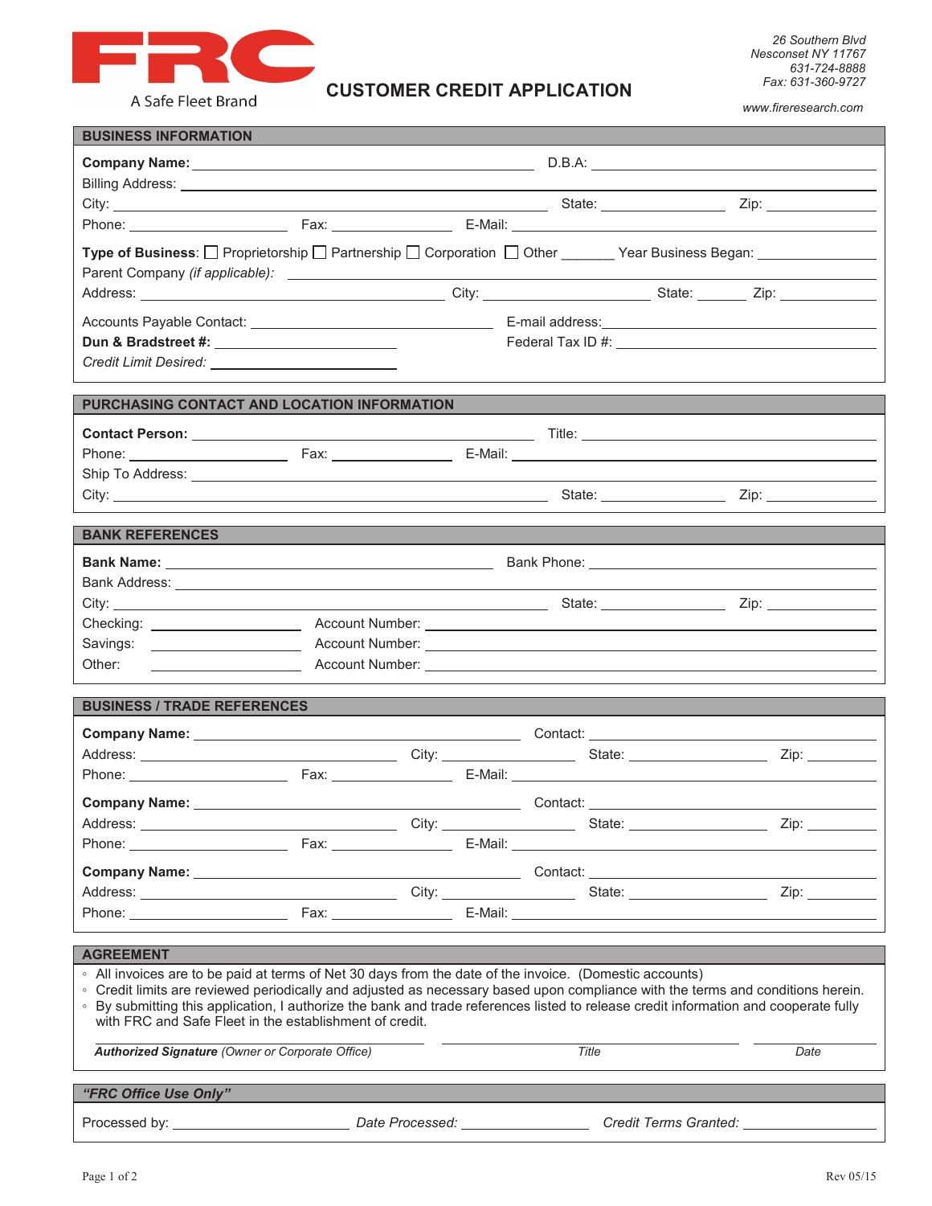**FRC**
A Safe Fleet Brand

# CUSTOMER CREDIT APPLICATION

*26 Southern Blvd*
*Nesconset NY 11767*
*631-724-8888*
*Fax: 631-360-9727*
*www.fireresearch.com*

## BUSINESS INFORMATION

**Company Name:** ______________________ D.B.A: ______________________

Billing Address: ______________________

City: ______________________ State: __________ Zip: __________

Phone: __________ Fax: __________ E-Mail: ______________________

**Type of Business**: ☐ Proprietorship ☐ Partnership ☐ Corporation ☐ Other _______ Year Business Began: __________

Parent Company *(if applicable)*: ______________________

Address: ______________________ City: __________ State: ______ Zip: __________

Accounts Payable Contact: ______________________ E-mail address: ______________________

**Dun & Bradstreet #:** ______________________ Federal Tax ID #: ______________________

*Credit Limit Desired:* ______________________

## PURCHASING CONTACT AND LOCATION INFORMATION

**Contact Person:** ______________________ Title: ______________________

Phone: __________ Fax: __________ E-Mail: ______________________

Ship To Address: ______________________

City: ______________________ State: __________ Zip: __________

## BANK REFERENCES

**Bank Name:** ______________________ Bank Phone: ______________________

Bank Address: ______________________

City: ______________________ State: __________ Zip: __________

Checking: __________ Account Number: ______________________

Savings: __________ Account Number: ______________________

Other: __________ Account Number: ______________________

## BUSINESS / TRADE REFERENCES

**Company Name:** ______________________ Contact: ______________________

Address: ______________________ City: __________ State: __________ Zip: __________

Phone: __________ Fax: __________ E-Mail: ______________________

**Company Name:** ______________________ Contact: ______________________

Address: ______________________ City: __________ State: __________ Zip: __________

Phone: __________ Fax: __________ E-Mail: ______________________

**Company Name:** ______________________ Contact: ______________________

Address: ______________________ City: __________ State: __________ Zip: __________

Phone: __________ Fax: __________ E-Mail: ______________________

## AGREEMENT

- All invoices are to be paid at terms of Net 30 days from the date of the invoice. (Domestic accounts)
- Credit limits are reviewed periodically and adjusted as necessary based upon compliance with the terms and conditions herein.
- By submitting this application, I authorize the bank and trade references listed to release credit information and cooperate fully with FRC and Safe Fleet in the establishment of credit.

______________________ ______________________ __________
***Authorized Signature*** *(Owner or Corporate Office)* *Title* *Date*

## *"FRC Office Use Only"*

Processed by: ______________________ *Date Processed:* __________ *Credit Terms Granted:* __________

Rev 05/15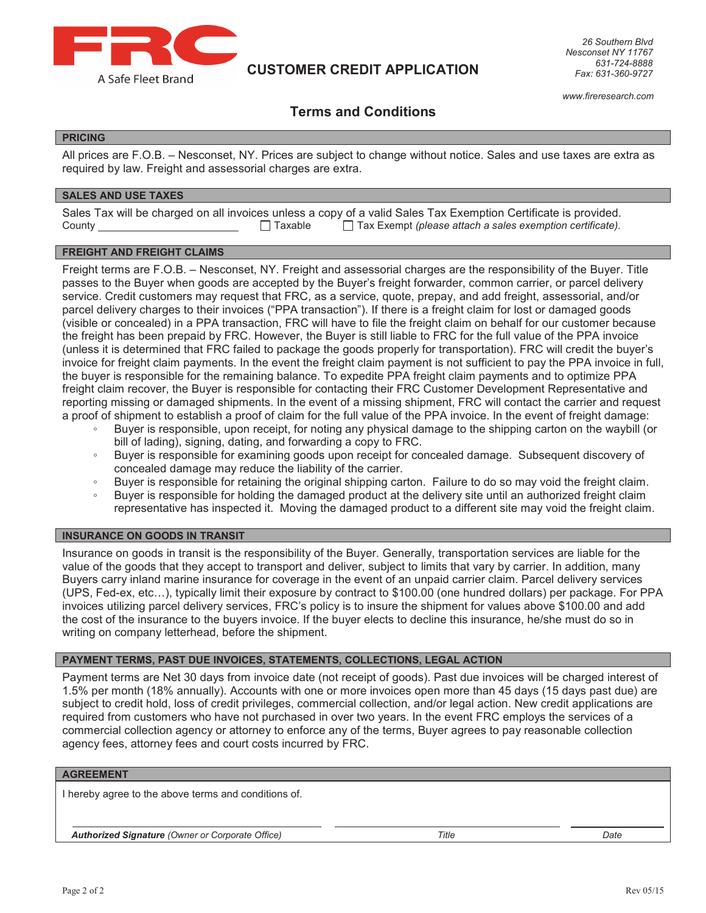FRC
A Safe Fleet Brand

# CUSTOMER CREDIT APPLICATION

*26 Southern Blvd*
*Nesconset NY 11767*
*631-724-8888*
*Fax: 631-360-9727*

*www.fireresearch.com*

## Terms and Conditions

### PRICING

All prices are F.O.B. – Nesconset, NY. Prices are subject to change without notice. Sales and use taxes are extra as required by law. Freight and assessorial charges are extra.

### SALES AND USE TAXES

Sales Tax will be charged on all invoices unless a copy of a valid Sales Tax Exemption Certificate is provided.

County ______________________ ☐ Taxable ☐ Tax Exempt *(please attach a sales exemption certificate).*

### FREIGHT AND FREIGHT CLAIMS

Freight terms are F.O.B. – Nesconset, NY. Freight and assessorial charges are the responsibility of the Buyer. Title passes to the Buyer when goods are accepted by the Buyer's freight forwarder, common carrier, or parcel delivery service. Credit customers may request that FRC, as a service, quote, prepay, and add freight, assessorial, and/or parcel delivery charges to their invoices ("PPA transaction"). If there is a freight claim for lost or damaged goods (visible or concealed) in a PPA transaction, FRC will have to file the freight claim on behalf for our customer because the freight has been prepaid by FRC. However, the Buyer is still liable to FRC for the full value of the PPA invoice (unless it is determined that FRC failed to package the goods properly for transportation). FRC will credit the buyer's invoice for freight claim payments. In the event the freight claim payment is not sufficient to pay the PPA invoice in full, the buyer is responsible for the remaining balance. To expedite PPA freight claim payments and to optimize PPA freight claim recover, the Buyer is responsible for contacting their FRC Customer Development Representative and reporting missing or damaged shipments. In the event of a missing shipment, FRC will contact the carrier and request a proof of shipment to establish a proof of claim for the full value of the PPA invoice. In the event of freight damage:

- Buyer is responsible, upon receipt, for noting any physical damage to the shipping carton on the waybill (or bill of lading), signing, dating, and forwarding a copy to FRC.
- Buyer is responsible for examining goods upon receipt for concealed damage. Subsequent discovery of concealed damage may reduce the liability of the carrier.
- Buyer is responsible for retaining the original shipping carton. Failure to do so may void the freight claim.
- Buyer is responsible for holding the damaged product at the delivery site until an authorized freight claim representative has inspected it. Moving the damaged product to a different site may void the freight claim.

### INSURANCE ON GOODS IN TRANSIT

Insurance on goods in transit is the responsibility of the Buyer. Generally, transportation services are liable for the value of the goods that they accept to transport and deliver, subject to limits that vary by carrier. In addition, many Buyers carry inland marine insurance for coverage in the event of an unpaid carrier claim. Parcel delivery services (UPS, Fed-ex, etc…), typically limit their exposure by contract to $100.00 (one hundred dollars) per package. For PPA invoices utilizing parcel delivery services, FRC's policy is to insure the shipment for values above $100.00 and add the cost of the insurance to the buyers invoice. If the buyer elects to decline this insurance, he/she must do so in writing on company letterhead, before the shipment.

### PAYMENT TERMS, PAST DUE INVOICES, STATEMENTS, COLLECTIONS, LEGAL ACTION

Payment terms are Net 30 days from invoice date (not receipt of goods). Past due invoices will be charged interest of 1.5% per month (18% annually). Accounts with one or more invoices open more than 45 days (15 days past due) are subject to credit hold, loss of credit privileges, commercial collection, and/or legal action. New credit applications are required from customers who have not purchased in over two years. In the event FRC employs the services of a commercial collection agency or attorney to enforce any of the terms, Buyer agrees to pay reasonable collection agency fees, attorney fees and court costs incurred by FRC.

### AGREEMENT

I hereby agree to the above terms and conditions of.

______________________________ ______________________________ ______________
***Authorized Signature*** *(Owner or Corporate Office)* *Title* *Date*

Rev 05/15